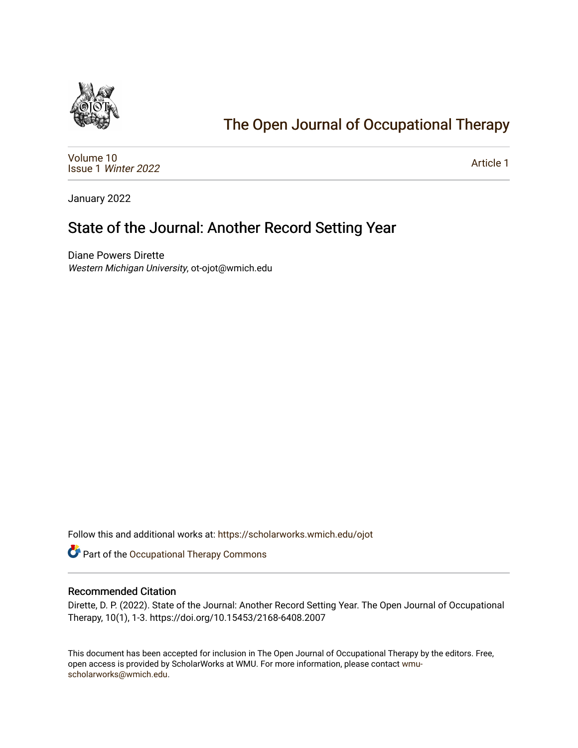# The Open Journal of Occupational Therapy

Volume 10
Issue 1 *Winter 2022*

Article 1

January 2022

## State of the Journal: Another Record Setting Year

Diane Powers Dirette
*Western Michigan University*, ot-ojot@wmich.edu

Follow this and additional works at: https://scholarworks.wmich.edu/ojot

Part of the Occupational Therapy Commons

### Recommended Citation

Dirette, D. P. (2022). State of the Journal: Another Record Setting Year. The Open Journal of Occupational Therapy, 10(1), 1-3. https://doi.org/10.15453/2168-6408.2007

This document has been accepted for inclusion in The Open Journal of Occupational Therapy by the editors. Free, open access is provided by ScholarWorks at WMU. For more information, please contact wmu-scholarworks@wmich.edu.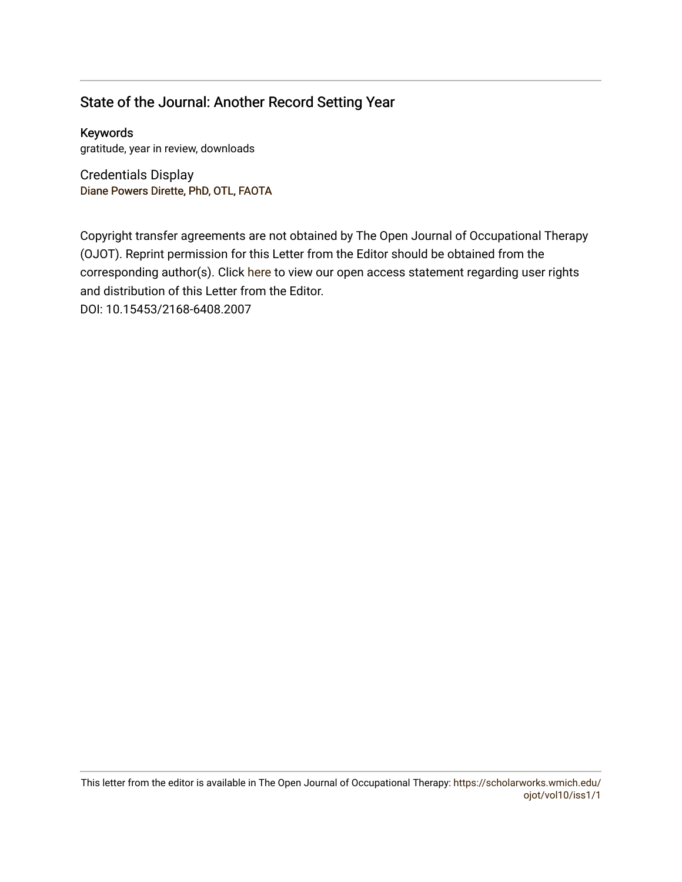## State of the Journal: Another Record Setting Year

### Keywords

gratitude, year in review, downloads

### Credentials Display

Diane Powers Dirette, PhD, OTL, FAOTA

Copyright transfer agreements are not obtained by The Open Journal of Occupational Therapy (OJOT). Reprint permission for this Letter from the Editor should be obtained from the corresponding author(s). Click here to view our open access statement regarding user rights and distribution of this Letter from the Editor.

DOI: 10.15453/2168-6408.2007

This letter from the editor is available in The Open Journal of Occupational Therapy: https://scholarworks.wmich.edu/ojot/vol10/iss1/1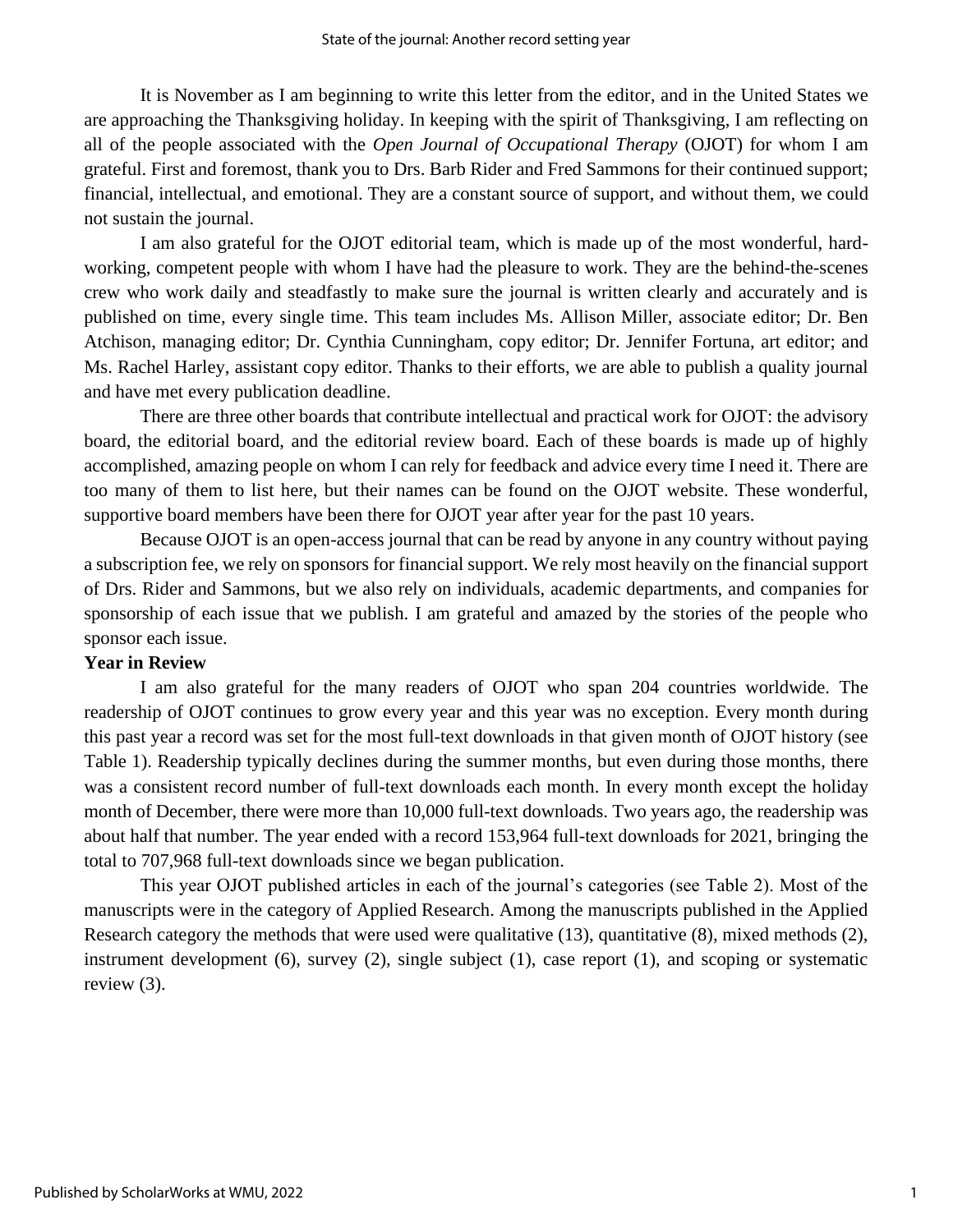It is November as I am beginning to write this letter from the editor, and in the United States we are approaching the Thanksgiving holiday. In keeping with the spirit of Thanksgiving, I am reflecting on all of the people associated with the *Open Journal of Occupational Therapy* (OJOT) for whom I am grateful. First and foremost, thank you to Drs. Barb Rider and Fred Sammons for their continued support; financial, intellectual, and emotional. They are a constant source of support, and without them, we could not sustain the journal.

I am also grateful for the OJOT editorial team, which is made up of the most wonderful, hard-working, competent people with whom I have had the pleasure to work. They are the behind-the-scenes crew who work daily and steadfastly to make sure the journal is written clearly and accurately and is published on time, every single time. This team includes Ms. Allison Miller, associate editor; Dr. Ben Atchison, managing editor; Dr. Cynthia Cunningham, copy editor; Dr. Jennifer Fortuna, art editor; and Ms. Rachel Harley, assistant copy editor. Thanks to their efforts, we are able to publish a quality journal and have met every publication deadline.

There are three other boards that contribute intellectual and practical work for OJOT: the advisory board, the editorial board, and the editorial review board. Each of these boards is made up of highly accomplished, amazing people on whom I can rely for feedback and advice every time I need it. There are too many of them to list here, but their names can be found on the OJOT website. These wonderful, supportive board members have been there for OJOT year after year for the past 10 years.

Because OJOT is an open-access journal that can be read by anyone in any country without paying a subscription fee, we rely on sponsors for financial support. We rely most heavily on the financial support of Drs. Rider and Sammons, but we also rely on individuals, academic departments, and companies for sponsorship of each issue that we publish. I am grateful and amazed by the stories of the people who sponsor each issue.

**Year in Review**

I am also grateful for the many readers of OJOT who span 204 countries worldwide. The readership of OJOT continues to grow every year and this year was no exception. Every month during this past year a record was set for the most full-text downloads in that given month of OJOT history (see Table 1). Readership typically declines during the summer months, but even during those months, there was a consistent record number of full-text downloads each month. In every month except the holiday month of December, there were more than 10,000 full-text downloads. Two years ago, the readership was about half that number. The year ended with a record 153,964 full-text downloads for 2021, bringing the total to 707,968 full-text downloads since we began publication.

This year OJOT published articles in each of the journal's categories (see Table 2). Most of the manuscripts were in the category of Applied Research. Among the manuscripts published in the Applied Research category the methods that were used were qualitative (13), quantitative (8), mixed methods (2), instrument development (6), survey (2), single subject (1), case report (1), and scoping or systematic review (3).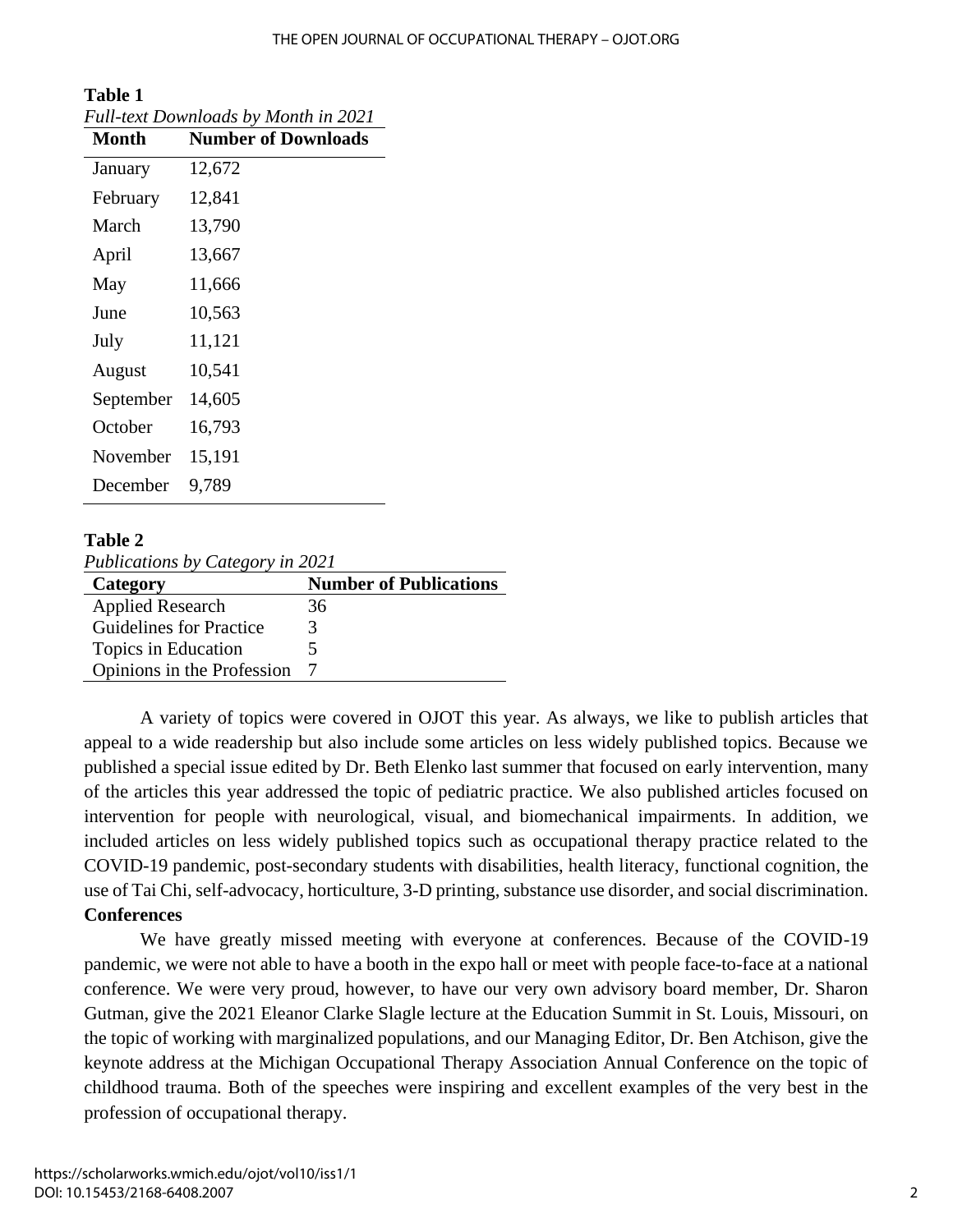**Table 1**

*Full-text Downloads by Month in 2021*

| Month | Number of Downloads |
|---|---|
| January | 12,672 |
| February | 12,841 |
| March | 13,790 |
| April | 13,667 |
| May | 11,666 |
| June | 10,563 |
| July | 11,121 |
| August | 10,541 |
| September | 14,605 |
| October | 16,793 |
| November | 15,191 |
| December | 9,789 |

**Table 2**

*Publications by Category in 2021*

| Category | Number of Publications |
|---|---|
| Applied Research | 36 |
| Guidelines for Practice | 3 |
| Topics in Education | 5 |
| Opinions in the Profession | 7 |

A variety of topics were covered in OJOT this year. As always, we like to publish articles that appeal to a wide readership but also include some articles on less widely published topics. Because we published a special issue edited by Dr. Beth Elenko last summer that focused on early intervention, many of the articles this year addressed the topic of pediatric practice. We also published articles focused on intervention for people with neurological, visual, and biomechanical impairments. In addition, we included articles on less widely published topics such as occupational therapy practice related to the COVID-19 pandemic, post-secondary students with disabilities, health literacy, functional cognition, the use of Tai Chi, self-advocacy, horticulture, 3-D printing, substance use disorder, and social discrimination.

**Conferences**

We have greatly missed meeting with everyone at conferences. Because of the COVID-19 pandemic, we were not able to have a booth in the expo hall or meet with people face-to-face at a national conference. We were very proud, however, to have our very own advisory board member, Dr. Sharon Gutman, give the 2021 Eleanor Clarke Slagle lecture at the Education Summit in St. Louis, Missouri, on the topic of working with marginalized populations, and our Managing Editor, Dr. Ben Atchison, give the keynote address at the Michigan Occupational Therapy Association Annual Conference on the topic of childhood trauma. Both of the speeches were inspiring and excellent examples of the very best in the profession of occupational therapy.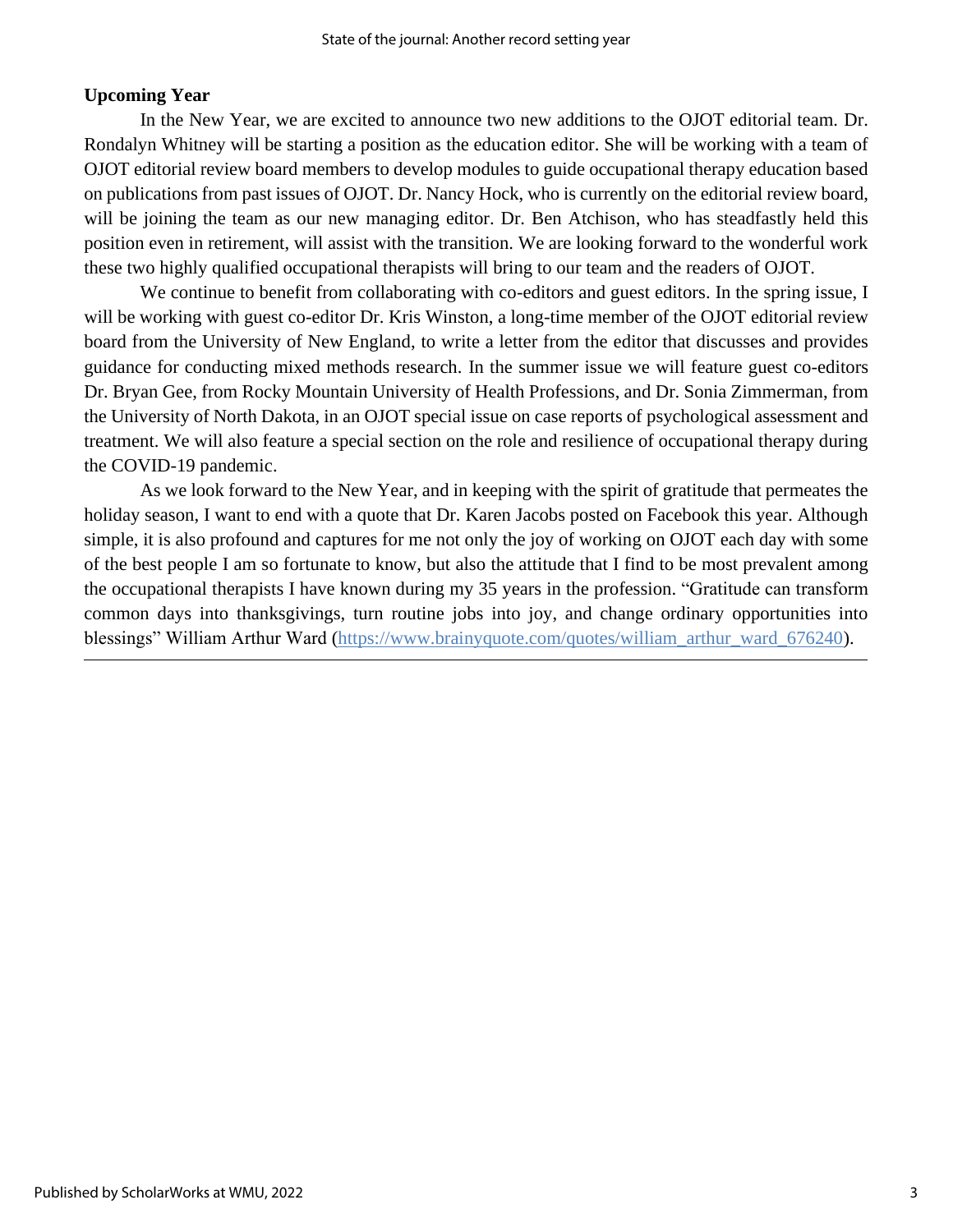**Upcoming Year**

In the New Year, we are excited to announce two new additions to the OJOT editorial team. Dr. Rondalyn Whitney will be starting a position as the education editor. She will be working with a team of OJOT editorial review board members to develop modules to guide occupational therapy education based on publications from past issues of OJOT. Dr. Nancy Hock, who is currently on the editorial review board, will be joining the team as our new managing editor. Dr. Ben Atchison, who has steadfastly held this position even in retirement, will assist with the transition. We are looking forward to the wonderful work these two highly qualified occupational therapists will bring to our team and the readers of OJOT.

We continue to benefit from collaborating with co-editors and guest editors. In the spring issue, I will be working with guest co-editor Dr. Kris Winston, a long-time member of the OJOT editorial review board from the University of New England, to write a letter from the editor that discusses and provides guidance for conducting mixed methods research. In the summer issue we will feature guest co-editors Dr. Bryan Gee, from Rocky Mountain University of Health Professions, and Dr. Sonia Zimmerman, from the University of North Dakota, in an OJOT special issue on case reports of psychological assessment and treatment. We will also feature a special section on the role and resilience of occupational therapy during the COVID-19 pandemic.

As we look forward to the New Year, and in keeping with the spirit of gratitude that permeates the holiday season, I want to end with a quote that Dr. Karen Jacobs posted on Facebook this year. Although simple, it is also profound and captures for me not only the joy of working on OJOT each day with some of the best people I am so fortunate to know, but also the attitude that I find to be most prevalent among the occupational therapists I have known during my 35 years in the profession. "Gratitude can transform common days into thanksgivings, turn routine jobs into joy, and change ordinary opportunities into blessings" William Arthur Ward (https://www.brainyquote.com/quotes/william_arthur_ward_676240).